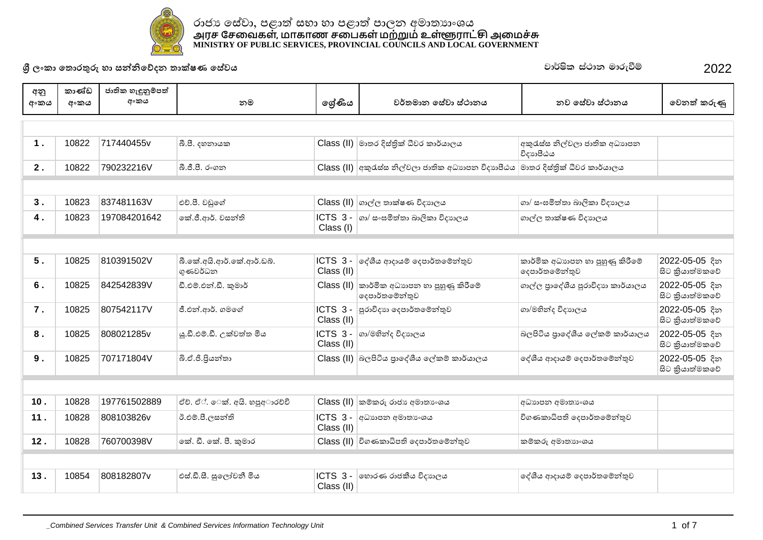# රාජ්‍ය සේවා, පළාත් සභා හා පළාත් පාලන අමාත්‍යාංශය
# அரச சேவைகள், மாகாண சபைகள் மற்றும் உள்ளூராட்சி அமைச்சு
# MINISTRY OF PUBLIC SERVICES, PROVINCIAL COUNCILS AND LOCAL GOVERNMENT

**ශ්‍රී ලංකා තොරතුරු හා සන්නිවේදන තාක්ෂණ සේවය** — වාර්ෂික ස්ථාන මාරුවීම් 2022

| අනු අංකය | කාණ්ඩ අංකය | ජාතික හැඳුනුම්පත් අංකය | නම | ශ්‍රේණිය | වර්තමාන සේවා ස්ථානය | නව සේවා ස්ථානය | වෙනත් කරුණු |
|---|---|---|---|---|---|---|---|
| 1. | 10822 | 717440455v | බී.පී. දහනායක | Class (II) | මාතර දිස්ත්‍රික් ධීවර කාර්යාලය | අකුරැස්ස නිල්වලා ජාතික අධ්‍යාපන විද්‍යාපීඨය | |
| 2. | 10822 | 790232216V | බී.ජී.පී. රංගන | Class (II) | අකුරැස්ස නිල්වලා ජාතික අධ්‍යාපන විද්‍යාපීඨය | මාතර දිස්ත්‍රික් ධීවර කාර්යාලය | |
| 3. | 10823 | 837481163V | එච්.පී. වඩුගේ | Class (II) | ගාල්ල තාක්ෂණ විද්‍යාලය | ගා/ සංඝමිත්තා බාලිකා විද්‍යාලය | |
| 4. | 10823 | 197084201642 | කේ.ජී.ආර්. වසන්ති | ICTS 3 - Class (I) | ගා/ සංඝමිත්තා බාලිකා විද්‍යාලය | ගාල්ල තාක්ෂණ විද්‍යාලය | |
| 5. | 10825 | 810391502V | බී.කේ.අයි.ආර්.කේ.ආර්.ඩබ්. ගුණවර්ධන | ICTS 3 - Class (II) | දේශීය ආදායම් දෙපාර්තමේන්තුව | කාර්මික අධ්‍යාපන හා පුහුණු කිරීමේ දෙපාර්තමේන්තුව | 2022-05-05 දින සිට ක්‍රියාත්මකවේ |
| 6. | 10825 | 842542839V | ඩී.එම්.එන්.ඩී. කුමාර් | Class (II) | කාර්මික අධ්‍යාපන හා පුහුණු කිරීමේ දෙපාර්තමේන්තුව | ගාල්ල ප්‍රාදේශීය පුරාවිද්‍යා කාර්යාලය | 2022-05-05 දින සිට ක්‍රියාත්මකවේ |
| 7. | 10825 | 807542117V | ජී.එන්.ආර්. ගමගේ | ICTS 3 - Class (II) | පුරාවිද්‍යා දෙපාර්තමේන්තුව | ගා/මහින්ද විද්‍යාලය | 2022-05-05 දින සිට ක්‍රියාත්මකවේ |
| 8. | 10825 | 808021285v | යූ.ඩී.එම්.ඩී. උක්වත්ත මිය | ICTS 3 - Class (II) | ගා/මහින්ද විද්‍යාලය | බලපිටිය ප්‍රාදේශීය ලේකම් කාර්යාලය | 2022-05-05 දින සිට ක්‍රියාත්මකවේ |
| 9. | 10825 | 707171804V | බි.ඒ.පී.ප්‍රියන්තා | Class (II) | බලපිටිය ප්‍රාදේශීය ලේකම් කාර්යාලය | දේශීය ආදායම් දෙපාර්තමේන්තුව | 2022-05-05 දින සිට ක්‍රියාත්මකවේ |
| 10. | 10828 | 197761502889 | ඒච්. ඒ්. ෙක්. අයි. හපුආරච්චි | Class (II) | කම්කරු රාජ්‍ය අමාත්‍යංශය | අධ්‍යාපන අමාත්‍යංශය | |
| 11. | 10828 | 808103826v | ඊ.එම්.පී.ලසන්ති | ICTS 3 - Class (II) | අධ්‍යාපන අමාත්‍යංශය | විගණකාධිපති දෙපාර්තමේන්තුව | |
| 12. | 10828 | 760700398V | කේ. ඩී. කේ. පී. කුමාර | Class (II) | විගණකාධිපති දෙපාර්තමේන්තුව | කම්කරු අමාත්‍යංශය | |
| 13. | 10854 | 808182807v | එස්.ඩී.සී. සුලෝචනී මිය | ICTS 3 - Class (II) | හොරණ රාජකීය විද්‍යාලය | දේශීය ආදායම් දෙපාර්තමේන්තුව | |

*_Combined Services Transfer Unit & Combined Services Information Technology Unit*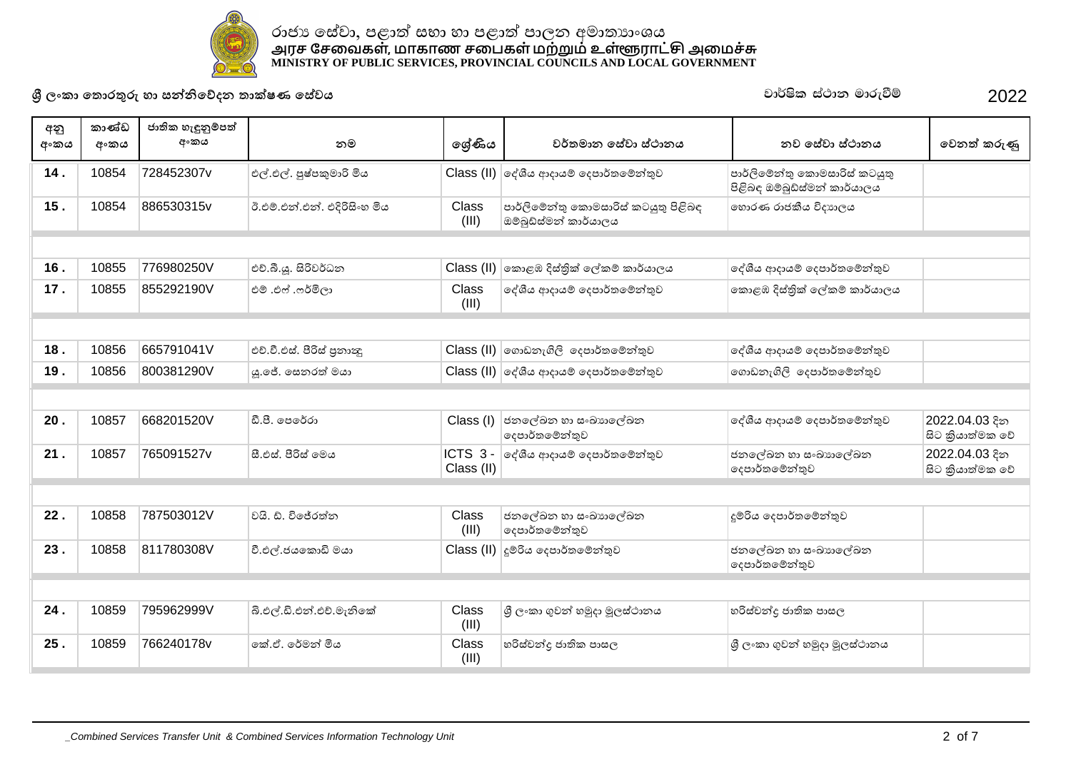රාජ්‍ය සේවා, පළාත් සභා හා පළාත් පාලන අමාත්‍යාංශය
அரச சேவைகள், மாகாண சபைகள் மற்றும் உள்ளூராட்சி அமைச்சு
**MINISTRY OF PUBLIC SERVICES, PROVINCIAL COUNCILS AND LOCAL GOVERNMENT**

**ශ්‍රී ලංකා තොරතුරු හා සන්නිවේදන තාක්ෂණ සේවය** | වාර්ෂික ස්ථාන මාරුවීම් | 2022

| අනු අංකය | කාණ්ඩ අංකය | ජාතික හැඳුනුම්පත් අංකය | නම | ශ්‍රේණිය | වර්තමාන සේවා ස්ථානය | නව සේවා ස්ථානය | වෙනත් කරුණු |
|---|---|---|---|---|---|---|---|
| 14. | 10854 | 728452307v | එල්.එල්. පුෂ්පකුමාරි මිය | Class (II) | දේශීය ආදායම් දෙපාර්තමේන්තුව | පාර්ලිමේන්තු කොමසාරිස් කටයුතු පිළිබඳ ඔම්බුඩ්ස්මන් කාර්යාලය | |
| 15. | 10854 | 886530315v | ඊ.එම්.එන්.එන්. එදිරිසිංහ මිය | Class (III) | පාර්ලිමේන්තු කොමසාරිස් කටයුතු පිළිබඳ ඔම්බුඩ්ස්මන් කාර්යාලය | හොරණ රාජකීය විද්‍යාලය | |
| | | | | | | | |
| 16. | 10855 | 776980250V | එච්.බී.ශූ. සිරිවර්ධන | Class (II) | කොළඹ දිස්ත්‍රික් ලේකම් කාර්යාලය | දේශීය ආදායම් දෙපාර්තමේන්තුව | |
| 17. | 10855 | 855292190V | එම් .එෆ් .ෆර්මිලා | Class (III) | දේශීය ආදායම් දෙපාර්තමේන්තුව | කොළඹ දිස්ත්‍රික් ලේකම් කාර්යාලය | |
| | | | | | | | |
| 18. | 10856 | 665791041V | එච්.වී.එස්. පීරිස් පුනාන්දු | Class (II) | ගොඩනැගිලි දෙපාර්තමේන්තුව | දේශීය ආදායම් දෙපාර්තමේන්තුව | |
| 19. | 10856 | 800381290V | යූ.ජේ. සෙනරත් මයා | Class (II) | දේශීය ආදායම් දෙපාර්තමේන්තුව | ගොඩනැගිලි දෙපාර්තමේන්තුව | |
| | | | | | | | |
| 20. | 10857 | 668201520V | ඩී.පී. පෙරේරා | Class (I) | ජනලේඛන හා සංඛ්‍යාලේඛන දෙපාර්තමේන්තුව | දේශීය ආදායම් දෙපාර්තමේන්තුව | 2022.04.03 දින සිට ක්‍රියාත්මක වේ |
| 21. | 10857 | 765091527v | සී.එස්. පීරිස් මෙය | ICTS 3 - Class (II) | දේශීය ආදායම් දෙපාර්තමේන්තුව | ජනලේඛන හා සංඛ්‍යාලේඛන දෙපාර්තමේන්තුව | 2022.04.03 දින සිට ක්‍රියාත්මක වේ |
| | | | | | | | |
| 22. | 10858 | 787503012V | වයි. ඩී. විජේරත්න | Class (III) | ජනලේඛන හා සංඛ්‍යාලේඛන දෙපාර්තමේන්තුව | දුම්රිය දෙපාර්තමේන්තුව | |
| 23. | 10858 | 811780308V | වී.එල්.ජයකොඩි මයා | Class (II) | දුම්රිය දෙපාර්තමේන්තුව | ජනලේඛන හා සංඛ්‍යාලේඛන දෙපාර්තමේන්තුව | |
| | | | | | | | |
| 24. | 10859 | 795962999V | බී.එල්.ඩී.එන්.එච්.මැනිකේ | Class (III) | ශ්‍රී ලංකා ගුවන් හමුදා මූලස්ථානය | හරිස්චන්ද්‍ර ජාතික පාසල | |
| 25. | 10859 | 766240178v | කේ.ඒ. රේමන් මිය | Class (III) | හරිස්චන්ද්‍ර ජාතික පාසල | ශ්‍රී ලංකා ගුවන් හමුදා මූලස්ථානය | |

_Combined Services Transfer Unit & Combined Services Information Technology Unit_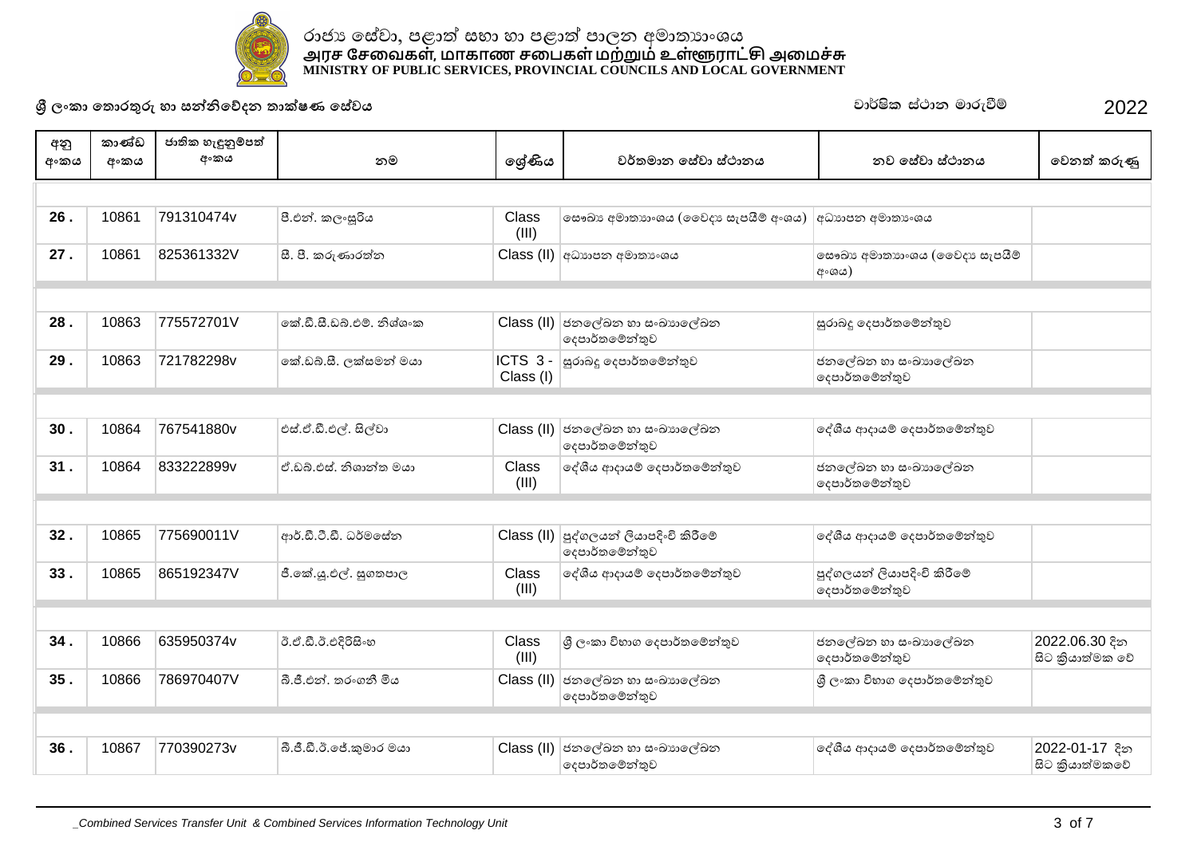රාජ්‍ය සේවා, පළාත් සභා හා පළාත් පාලන අමාත්‍යාංශය
அரச சேவைகள், மாகாண சபைகள் மற்றும் உள்ளூராட்சி அமைச்சு
MINISTRY OF PUBLIC SERVICES, PROVINCIAL COUNCILS AND LOCAL GOVERNMENT

**ශ්‍රී ලංකා තොරතුරු හා සන්නිවේදන තාක්ෂණ සේවය** — වාර්ෂික ස්ථාන මාරුවීම් 2022

| අනු අංකය | කාණ්ඩ අංකය | ජාතික හැඳුනුම්පත් අංකය | නම | ශ්‍රේණිය | වර්තමාන සේවා ස්ථානය | නව සේවා ස්ථානය | වෙනත් කරුණු |
|---|---|---|---|---|---|---|---|
| 26 . | 10861 | 791310474v | පී.එන්. කලංසූරිය | Class (III) | සෞඛ්‍ය අමාත්‍යාංශය (වෛද්‍ය සැපයීම් අංශය) | අධ්‍යාපන අමාත්‍යාංශය | |
| 27 . | 10861 | 825361332V | සී. පී. කරුණාරත්න | Class (II) | අධ්‍යාපන අමාත්‍යාංශය | සෞඛ්‍ය අමාත්‍යාංශය (වෛද්‍ය සැපයීම් අංශය) | |
| 28 . | 10863 | 775572701V | කේ.ඩී.සී.ඩබ්.එම්. නිශ්ශංක | Class (II) | ජනලේඛන හා සංඛ්‍යාලේඛන දෙපාර්තමේන්තුව | සුරාබදු දෙපාර්තමේන්තුව | |
| 29 . | 10863 | 721782298v | කේ.ඩබ්.සී. ලක්ෂමන් මයා | ICTS 3 - Class (I) | සුරාබදු දෙපාර්තමේන්තුව | ජනලේඛන හා සංඛ්‍යාලේඛන දෙපාර්තමේන්තුව | |
| 30 . | 10864 | 767541880v | එස්.ඒ.ඩී.එල්. සිල්වා | Class (II) | ජනලේඛන හා සංඛ්‍යාලේඛන දෙපාර්තමේන්තුව | දේශීය ආදායම් දෙපාර්තමේන්තුව | |
| 31 . | 10864 | 833222899v | ඒ.ඩබ්.එස්. නිශාන්ත මයා | Class (III) | දේශීය ආදායම් දෙපාර්තමේන්තුව | ජනලේඛන හා සංඛ්‍යාලේඛන දෙපාර්තමේන්තුව | |
| 32 . | 10865 | 775690011V | ආර්.ඩී.ටී.ඩී. ධර්මසේන | Class (II) | පුද්ගලයන් ලියාපදිංචි කිරීමේ දෙපාර්තමේන්තුව | දේශීය ආදායම් දෙපාර්තමේන්තුව | |
| 33 . | 10865 | 865192347V | ජී.කේ.යූ.එල්. සුගතපාල | Class (III) | දේශීය ආදායම් දෙපාර්තමේන්තුව | පුද්ගලයන් ලියාපදිංචි කිරීමේ දෙපාර්තමේන්තුව | |
| 34 . | 10866 | 635950374v | ටී.ඒ.ඩී.ඊ.එදිරිසිංහ | Class (III) | ශ්‍රී ලංකා විභාග දෙපාර්තමේන්තුව | ජනලේඛන හා සංඛ්‍යාලේඛන දෙපාර්තමේන්තුව | 2022.06.30 දින සිට ක්‍රියාත්මක වේ |
| 35 . | 10866 | 786970407V | බී.ජී.එන්. තරංගනී මිය | Class (II) | ජනලේඛන හා සංඛ්‍යාලේඛන දෙපාර්තමේන්තුව | ශ්‍රී ලංකා විභාග දෙපාර්තමේන්තුව | |
| 36 . | 10867 | 770390273v | බී.ජී.ඩී.ඊ.ජේ.කුමාර මයා | Class (II) | ජනලේඛන හා සංඛ්‍යාලේඛන දෙපාර්තමේන්තුව | දේශීය ආදායම් දෙපාර්තමේන්තුව | 2022-01-17 දින සිට ක්‍රියාත්මකවේ |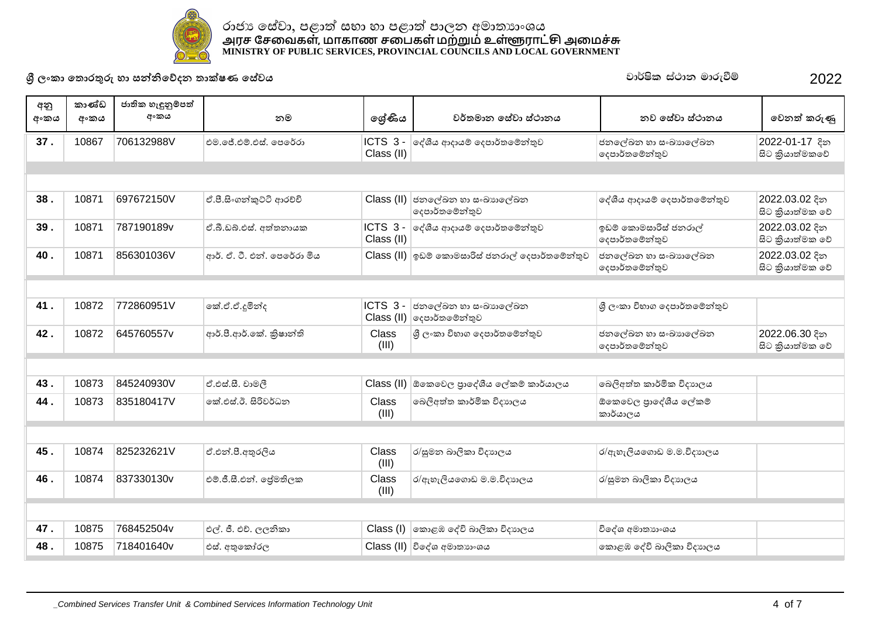රාජ්‍ය සේවා, පළාත් සභා හා පළාත් පාලන අමාත්‍යාංශය
அரச சேவைகள், மாகாண சபைகள் மற்றும் உள்ளூராட்சி அமைச்சு
MINISTRY OF PUBLIC SERVICES, PROVINCIAL COUNCILS AND LOCAL GOVERNMENT

**ශ්‍රී ලංකා තොරතුරු හා සන්නිවේදන තාක්ෂණ සේවය** — වාර්ෂික ස්ථාන මාරුවීම් 2022

| අනු අංකය | කාණ්ඩ අංකය | ජාතික හැඳුනුම්පත් අංකය | නම | ශ්‍රේණිය | වර්තමාන සේවා ස්ථානය | නව සේවා ස්ථානය | වෙනත් කරුණු |
|---|---|---|---|---|---|---|---|
| 37 . | 10867 | 706132988V | එම.ජේ.එම්.එස්. පෙරේරා | ICTS 3 - Class (II) | දේශීය ආදායම් දෙපාර්තමේන්තුව | ජනලේඛන හා සංඛ්‍යාලේඛන දෙපාර්තමේන්තුව | 2022-01-17 දින සිට ක්‍රියාත්මකවේ |
| 38 . | 10871 | 697672150V | ඒ.පී.සිංගන්කුට්ටි ආරච්චි | Class (II) | ජනලේඛන හා සංඛ්‍යාලේඛන දෙපාර්තමේන්තුව | දේශීය ආදායම් දෙපාර්තමේන්තුව | 2022.03.02 දින සිට ක්‍රියාත්මක වේ |
| 39 . | 10871 | 787190189v | ඒ.බී.ඩබ්.එස්. අත්තනායක | ICTS 3 - Class (II) | දේශීය ආදායම් දෙපාර්තමේන්තුව | ඉඩම් කොමසාරිස් ජනරාල් දෙපාර්තමේන්තුව | 2022.03.02 දින සිට ක්‍රියාත්මක වේ |
| 40 . | 10871 | 856301036V | ආර්. ඒ. ටී. එන්. පෙරේරා මිය | Class (II) | ඉඩම් කොමසාරිස් ජනරාල් දෙපාර්තමේන්තුව | ජනලේඛන හා සංඛ්‍යාලේඛන දෙපාර්තමේන්තුව | 2022.03.02 දින සිට ක්‍රියාත්මක වේ |
| 41 . | 10872 | 772860951V | කේ.ඒ.ඒ.දුමින්ද | ICTS 3 - Class (II) | ජනලේඛන හා සංඛ්‍යාලේඛන දෙපාර්තමේන්තුව | ශ්‍රී ලංකා විභාග දෙපාර්තමේන්තුව | |
| 42 . | 10872 | 645760557v | ආර්.පී.ආර්.කේ. ක්‍රිෂාන්ති | Class (III) | ශ්‍රී ලංකා විභාග දෙපාර්තමේන්තුව | ජනලේඛන හා සංඛ්‍යාලේඛන දෙපාර්තමේන්තුව | 2022.06.30 දින සිට ක්‍රියාත්මක වේ |
| 43 . | 10873 | 845240930V | ඒ.එස්.සී. චාමලී | Class (II) | ඕකෙවෙල ප්‍රාදේශීය ලේකම් කාර්යාලය | බෙලිඅත්ත කාර්මික විද්‍යාලය | |
| 44 . | 10873 | 835180417V | කේ.එස්.ඊ. සිරිවර්ධන | Class (III) | බෙලිඅත්ත කාර්මික විද්‍යාලය | ඕකෙවෙල ප්‍රාදේශීය ලේකම් කාර්යාලය | |
| 45 . | 10874 | 825232621V | ඒ.එන්.පී.අතුරලිය | Class (III) | ර/සුමන බාලිකා විද්‍යාලය | ර/ඇහැලියගොඩ ම.ම.විද්‍යාලය | |
| 46 . | 10874 | 837330130v | එම්.ජී.සී.එන්. ප්‍රේමතිලක | Class (III) | ර/ඇහැලියගොඩ ම.ම.විද්‍යාලය | ර/සුමන බාලිකා විද්‍යාලය | |
| 47 . | 10875 | 768452504v | එල්. ජී. එච්. ලලනිකා | Class (I) | කොළඹ දේවි බාලිකා විද්‍යාලය | විදේශ අමාත්‍යාංශය | |
| 48 . | 10875 | 718401640v | එස්. අතුකෝරල | Class (II) | විදේශ අමාත්‍යාංශය | කොළඹ දේවි බාලිකා විද්‍යාලය | |

_Combined Services Transfer Unit & Combined Services Information Technology Unit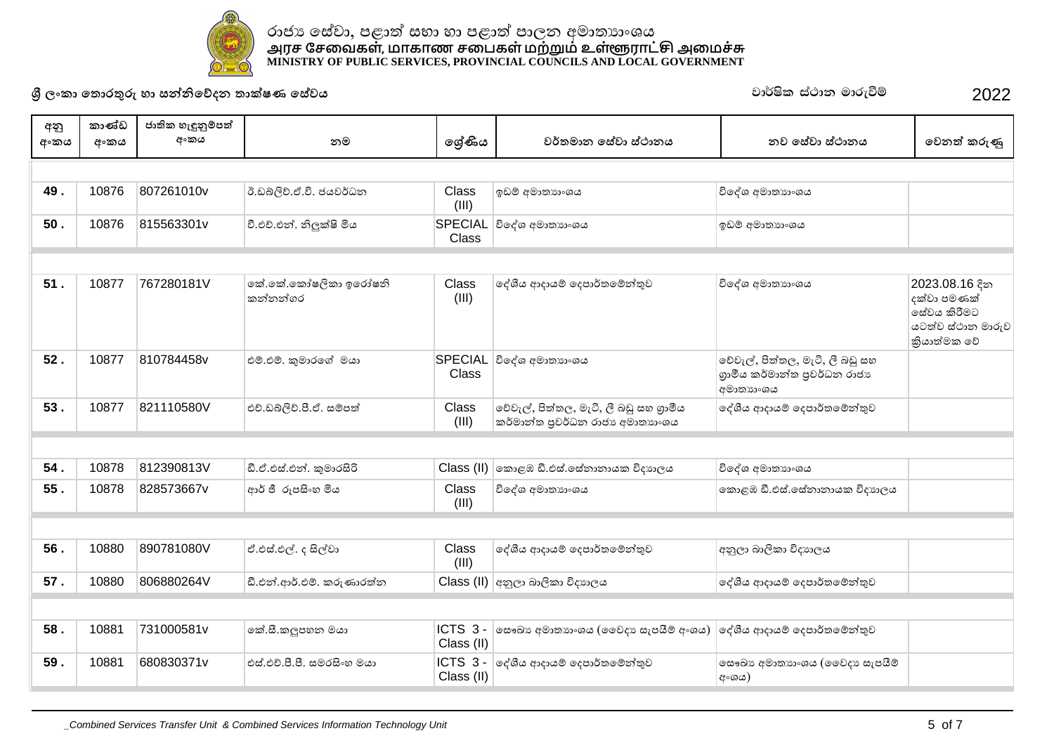# රාජ්‍ය සේවා, පළාත් සභා හා පළාත් පාලන අමාත්‍යාංශය

# அரச சேவைகள், மாகாண சபைகள் மற்றும் உள்ளூராட்சி அமைச்சு

# MINISTRY OF PUBLIC SERVICES, PROVINCIAL COUNCILS AND LOCAL GOVERNMENT

**ශ්‍රී ලංකා තොරතුරු හා සන්නිවේදන තාක්ෂණ සේවය** | **වාර්ෂික ස්ථාන මාරුවීම්** | **2022**

| අනු අංකය | කාණ්ඩ අංකය | ජාතික හැඳුනුම්පත් අංකය | නම | ශ්‍රේණිය | වර්තමාන සේවා ස්ථානය | නව සේවා ස්ථානය | වෙනත් කරුණු |
|---|---|---|---|---|---|---|---|
| 49 . | 10876 | 807261010v | ඊ.ඩබ්ලිව්.ඒ.ව්. ජයවර්ධන | Class (III) | ඉඩම් අමාත්‍යාංශය | විදේශ අමාත්‍යාංශය | |
| 50 . | 10876 | 815563301v | වී.එච්.එන්. නිලුක්ෂි මිය | SPECIAL Class | විදේශ අමාත්‍යාංශය | ඉඩම් අමාත්‍යාංශය | |
| 51 . | 10877 | 767280181V | කේ.කේ.කෝෂලිකා ඉරෝෂනි කන්නන්ගර | Class (III) | දේශීය ආදායම් දෙපාර්තමේන්තුව | විදේශ අමාත්‍යාංශය | 2023.08.16 දින දක්වා පමණක් සේවය කිරීමට යටත්ව ස්ථාන මාරුව ක්‍රියාත්මක වේ |
| 52 . | 10877 | 810784458v | එම්.එම්. කුමාරගේ මයා | SPECIAL Class | විදේශ අමාත්‍යාංශය | වේවැල්, පිත්තල, මැටි, ලී බඩු සහ ග්‍රාමීය කර්මාන්ත ප්‍රවර්ධන රාජ්‍ය අමාත්‍යාංශය | |
| 53 . | 10877 | 821110580V | එච්.ඩබ්ලිව්.පී.ඒ. සම්පත් | Class (III) | වේවැල්, පිත්තල, මැටි, ලී බඩු සහ ග්‍රාමීය කර්මාන්ත ප්‍රවර්ධන රාජ්‍ය අමාත්‍යාංශය | දේශීය ආදායම් දෙපාර්තමේන්තුව | |
| 54 . | 10878 | 812390813V | ඩී.ජ්.එස්.එන්. කුමාරසිරි | Class (II) | කොළඹ ඩී.එස්.සේනානායක විද්‍යාලය | විදේශ අමාත්‍යාංශය | |
| 55 . | 10878 | 828573667v | ආර් ජී රූපසිංහ මිය | Class (III) | විදේශ අමාත්‍යාංශය | කොළඹ ඩී.එස්.සේනානායක විද්‍යාලය | |
| 56 . | 10880 | 890781080V | ඒ.එස්.එල්. ද සිල්වා | Class (III) | දේශීය ආදායම් දෙපාර්තමේන්තුව | අනුලා බාලිකා විද්‍යාලය | |
| 57 . | 10880 | 806880264V | ඩී.එන්.ආර්.එම්. කරුණාරත්න | Class (II) | අනුලා බාලිකා විද්‍යාලය | දේශීය ආදායම් දෙපාර්තමේන්තුව | |
| 58 . | 10881 | 731000581v | කේ.සී.කලුපහන මයා | ICTS 3 - Class (II) | සෞඛ්‍ය අමාත්‍යාංශය (වෛද්‍ය සැපයීම් අංශය) | දේශීය ආදායම් දෙපාර්තමේන්තුව | |
| 59 . | 10881 | 680830371v | එස්.එච්.පී.පී. සමරසිංහ මයා | ICTS 3 - Class (II) | දේශීය ආදායම් දෙපාර්තමේන්තුව | සෞඛ්‍ය අමාත්‍යාංශය (වෛද්‍ය සැපයීම් අංශය) | |

*_Combined Services Transfer Unit & Combined Services Information Technology Unit*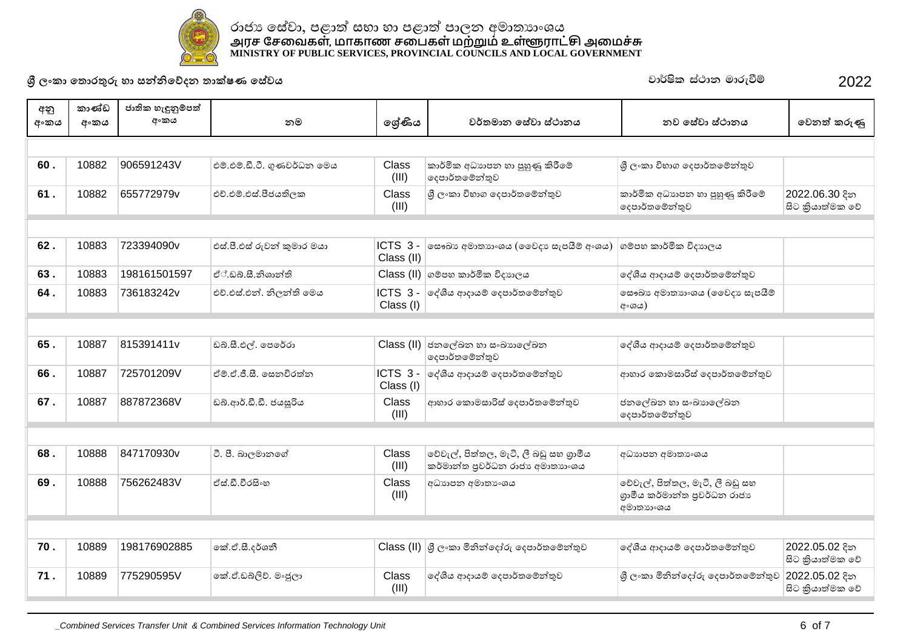රාජ්‍ය සේවා, පළාත් සභා හා පළාත් පාලන අමාත්‍යාංශය
அரச சேவைகள், மாகாண சபைகள் மற்றும் உள்ளூராட்சி அமைச்சு
MINISTRY OF PUBLIC SERVICES, PROVINCIAL COUNCILS AND LOCAL GOVERNMENT

**ශ්‍රී ලංකා තොරතුරු හා සන්නිවේදන තාක්ෂණ සේවය**

**වාර්ෂික ස්ථාන මාරුවීම් 2022**

| අනු අංකය | කාණ්ඩ අංකය | ජාතික හැඳුනුම්පත් අංකය | නම | ශ්‍රේණිය | වර්තමාන සේවා ස්ථානය | නව සේවා ස්ථානය | වෙනත් කරුණු |
|---|---|---|---|---|---|---|---|
| 60 . | 10882 | 906591243V | එම්.එම්.ඩී.ටී. ගුණවර්ධන මෙය | Class (III) | කාර්මික අධ්‍යාපන හා පුහුණු කිරීමේ දෙපාර්තමේන්තුව | ශ්‍රී ලංකා විභාග දෙපාර්තමේන්තුව | |
| 61 . | 10882 | 655772979v | එච්.එම්.එස්.පීජයතිලක | Class (III) | ශ්‍රී ලංකා විභාග දෙපාර්තමේන්තුව | කාර්මික අධ්‍යාපන හා පුහුණු කිරීමේ දෙපාර්තමේන්තුව | 2022.06.30 දින සිට ක්‍රියාත්මක වේ |
| 62 . | 10883 | 723394090v | එස්.පී.එස් රුවන් කුමාර මයා | ICTS 3 - Class (II) | සෞඛ්‍ය අමාත්‍යාංශය (වෛද්‍ය සැපයීම් අංශය) | ගම්පහ කාර්මික විද්‍යාලය | |
| 63 . | 10883 | 198161501597 | ඒ්.ඩබ්.සී.නිශාන්ති | Class (II) | ගම්පහ කාර්මික විද්‍යාලය | දේශීය ආදායම් දෙපාර්තමේන්තුව | |
| 64 . | 10883 | 736183242v | එච්.එස්.එන්. නිලන්ති මෙය | ICTS 3 - Class (I) | දේශීය ආදායම් දෙපාර්තමේන්තුව | සෞඛ්‍ය අමාත්‍යාංශය (වෛද්‍ය සැපයීම් අංශය) | |
| 65 . | 10887 | 815391411v | ඩබ්.සී.එල්. පෙරේරා | Class (II) | ජනලේඛන හා සංඛ්‍යාලේඛන දෙපාර්තමේන්තුව | දේශීය ආදායම් දෙපාර්තමේන්තුව | |
| 66 . | 10887 | 725701209V | ඒම්.ඒ.ජී.සී. සෙනවිරත්න | ICTS 3 - Class (I) | දේශීය ආදායම් දෙපාර්තමේන්තුව | ආහාර කොමසාරිස් දෙපාර්තමේන්තුව | |
| 67 . | 10887 | 887872368V | ඩබ්.ආර්.ඩී.ඩී. ජයසූරිය | Class (III) | ආහාර කොමසාරිස් දෙපාර්තමේන්තුව | ජනලේඛන හා සංඛ්‍යාලේඛන දෙපාර්තමේන්තුව | |
| 68 . | 10888 | 847170930v | ටී. පී. බාලමානගේ | Class (III) | වේවැල්, පිත්තල, මැටි, ලී බඩු සහ ග්‍රාමීය කර්මාන්ත ප්‍රවර්ධන රාජ්‍ය අමාත්‍යාංශය | අධ්‍යාපන අමාත්‍යාංශය | |
| 69 . | 10888 | 756262483V | ඒස්.ඩී.වීරසිංහ | Class (III) | අධ්‍යාපන අමාත්‍යාංශය | වේවැල්, පිත්තල, මැටි, ලී බඩු සහ ග්‍රාමීය කර්මාන්ත ප්‍රවර්ධන රාජ්‍ය අමාත්‍යාංශය | |
| 70 . | 10889 | 198176902885 | කේ.ඒ.සී.දර්ශනී | Class (II) | ශ්‍රී ලංකා මිනින්දෝරු දෙපාර්තමේන්තුව | දේශීය ආදායම් දෙපාර්තමේන්තුව | 2022.05.02 දින සිට ක්‍රියාත්මක වේ |
| 71 . | 10889 | 775290595V | කේ.ඒ.ඩබ්ලිව්. මංජුලා | Class (III) | දේශීය ආදායම් දෙපාර්තමේන්තුව | ශ්‍රී ලංකා මිනින්දෝරු දෙපාර්තමේන්තුව | 2022.05.02 දින සිට ක්‍රියාත්මක වේ |

_Combined Services Transfer Unit & Combined Services Information Technology Unit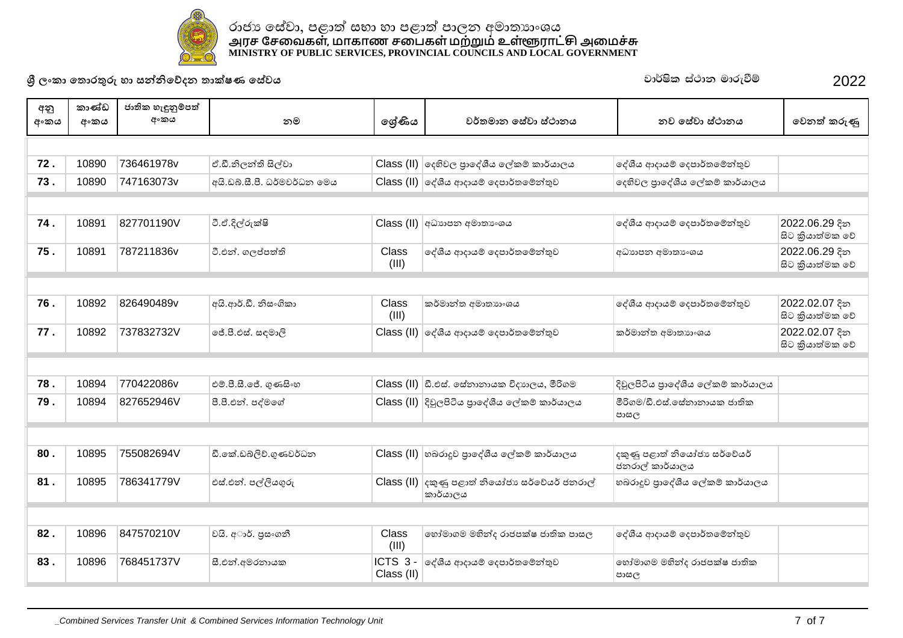රාජ්‍ය සේවා, පළාත් සභා හා පළාත් පාලන අමාත්‍යාංශය
அரச சேவைகள், மாகாண சபைகள் மற்றும் உள்ளூராட்சி அமைச்சு
MINISTRY OF PUBLIC SERVICES, PROVINCIAL COUNCILS AND LOCAL GOVERNMENT

**ශ්‍රී ලංකා තොරතුරු හා සන්නිවේදන තාක්ෂණ සේවය** | වාර්ෂික ස්ථාන මාරුවීම් | 2022

| අනු අංකය | කාණ්ඩ අංකය | ජාතික හැඳුනුම්පත් අංකය | නම | ශ්‍රේණිය | වර්තමාන සේවා ස්ථානය | නව සේවා ස්ථානය | වෙනත් කරුණු |
|---|---|---|---|---|---|---|---|
| 72 . | 10890 | 736461978v | ඒ.ඩී.නිලන්ති සිල්වා | Class (II) | දෙහිවල ප්‍රාදේශීය ලේකම් කාර්යාලය | දේශීය ආදායම් දෙපාර්තමේන්තුව | |
| 73 . | 10890 | 747163073v | අයි.ඩබ්.සී.පී. ධර්මවර්ධන මෙය | Class (II) | දේශීය ආදායම් දෙපාර්තමේන්තුව | දෙහිවල ප්‍රාදේශීය ලේකම් කාර්යාලය | |
| 74 . | 10891 | 827701190V | ටී.ඒ.දිල්රුක්ෂි | Class (II) | අධ්‍යාපන අමාත්‍යාංශය | දේශීය ආදායම් දෙපාර්තමේන්තුව | 2022.06.29 දින සිට ක්‍රියාත්මක වේ |
| 75 . | 10891 | 787211836v | ටී.එන්. ගලප්පත්ති | Class (III) | දේශීය ආදායම් දෙපාර්තමේන්තුව | අධ්‍යාපන අමාත්‍යාංශය | 2022.06.29 දින සිට ක්‍රියාත්මක වේ |
| 76 . | 10892 | 826490489v | අයි.ආර්.ඩී. නිසංගිකා | Class (III) | කර්මාන්ත අමාත්‍යාංශය | දේශීය ආදායම් දෙපාර්තමේන්තුව | 2022.02.07 දින සිට ක්‍රියාත්මක වේ |
| 77 . | 10892 | 737832732V | ජේ.පී.එස්. සඳමාලි | Class (II) | දේශීය ආදායම් දෙපාර්තමේන්තුව | කර්මාන්ත අමාත්‍යාංශය | 2022.02.07 දින සිට ක්‍රියාත්මක වේ |
| 78 . | 10894 | 770422086v | එම්.පී.සී.ජේ. ගුණසිංහ | Class (II) | ඩී.එස්. සේනානායක විද්‍යාලය, මීරිගම | දිවුලපිටිය ප්‍රාදේශීය ලේකම් කාර්යාලය | |
| 79 . | 10894 | 827652946V | පී.පී.එන්. පද්මගේ | Class (II) | දිවුලපිටිය ප්‍රාදේශීය ලේකම් කාර්යාලය | මීරිගම/ඩී.එස්.සේනානායක ජාතික පාසල | |
| 80 . | 10895 | 755082694V | ඩී.කේ.ඩබ්ලිව්.ගුණවර්ධන | Class (II) | හබරාදුව ප්‍රාදේශීය ලේකම් කාර්යාලය | දකුණු පළාත් නියෝජ්‍ය සර්වේයර් ජනරාල් කාර්යාලය | |
| 81 . | 10895 | 786341779V | එස්.එන්. පල්ලියගුරු | Class (II) | දකුණු පළාත් නියෝජ්‍ය සර්වේයර් ජනරාල් කාර්යාලය | හබරාදුව ප්‍රාදේශීය ලේකම් කාර්යාලය | |
| 82 . | 10896 | 847570210V | වයි. අාර්. ප්‍රසංගනී | Class (III) | හෝමාගම මහින්ද රාජපක්ෂ ජාතික පාසල | දේශීය ආදායම් දෙපාර්තමේන්තුව | |
| 83 . | 10896 | 768451737V | සී.එන්.අමරනායක | ICTS 3 - Class (II) | දේශීය ආදායම් දෙපාර්තමේන්තුව | හෝමාගම මහින්ද රාජපක්ෂ ජාතික පාසල | |